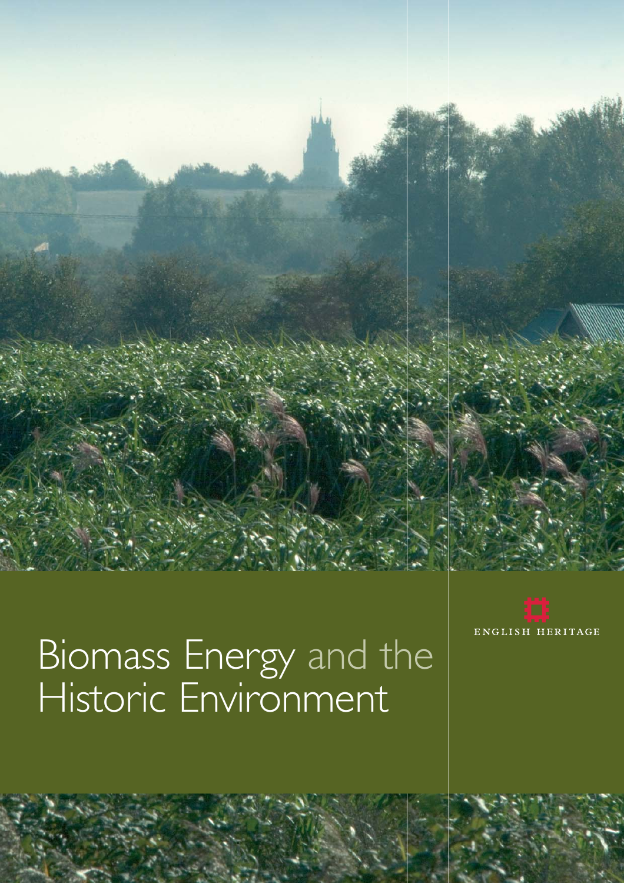# Biomass Energy and the Historic Environment

ENGLISH HERITAGE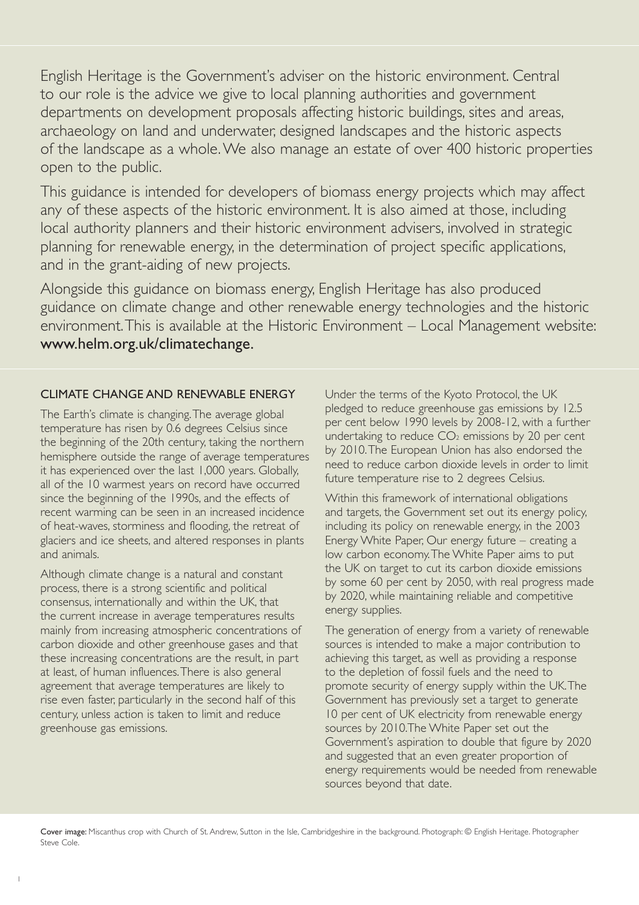English Heritage is the Government's adviser on the historic environment. Central to our role is the advice we give to local planning authorities and government departments on development proposals affecting historic buildings, sites and areas, archaeology on land and underwater, designed landscapes and the historic aspects of the landscape as a whole. We also manage an estate of over 400 historic properties open to the public.

This guidance is intended for developers of biomass energy projects which may affect any of these aspects of the historic environment. It is also aimed at those, including local authority planners and their historic environment advisers, involved in strategic planning for renewable energy, in the determination of project specific applications, and in the grant-aiding of new projects.

Alongside this guidance on biomass energy, English Heritage has also produced guidance on climate change and other renewable energy technologies and the historic environment. This is available at the Historic Environment – Local Management website: **www.helm.org.uk/climatechange.**

## CLIMATE CHANGE AND RENEWABLE ENERGY

The Earth's climate is changing. The average global temperature has risen by 0.6 degrees Celsius since the beginning of the 20th century, taking the northern hemisphere outside the range of average temperatures it has experienced over the last 1,000 years. Globally, all of the 10 warmest years on record have occurred since the beginning of the 1990s, and the effects of recent warming can be seen in an increased incidence of heat-waves, storminess and flooding, the retreat of glaciers and ice sheets, and altered responses in plants and animals.

Although climate change is a natural and constant process, there is a strong scientific and political consensus, internationally and within the UK, that the current increase in average temperatures results mainly from increasing atmospheric concentrations of carbon dioxide and other greenhouse gases and that these increasing concentrations are the result, in part at least, of human influences. There is also general agreement that average temperatures are likely to rise even faster, particularly in the second half of this century, unless action is taken to limit and reduce greenhouse gas emissions.

Under the terms of the Kyoto Protocol, the UK pledged to reduce greenhouse gas emissions by 12.5 per cent below 1990 levels by 2008-12, with a further undertaking to reduce $CO_2$ emissions by 20 per cent by 2010. The European Union has also endorsed the need to reduce carbon dioxide levels in order to limit future temperature rise to 2 degrees Celsius.

Within this framework of international obligations and targets, the Government set out its energy policy, including its policy on renewable energy, in the 2003 Energy White Paper, Our energy future – creating a low carbon economy. The White Paper aims to put the UK on target to cut its carbon dioxide emissions by some 60 per cent by 2050, with real progress made by 2020, while maintaining reliable and competitive energy supplies.

The generation of energy from a variety of renewable sources is intended to make a major contribution to achieving this target, as well as providing a response to the depletion of fossil fuels and the need to promote security of energy supply within the UK. The Government has previously set a target to generate 10 per cent of UK electricity from renewable energy sources by 2010. The White Paper set out the Government's aspiration to double that figure by 2020 and suggested that an even greater proportion of energy requirements would be needed from renewable sources beyond that date.

**Cover image:** Miscanthus crop with Church of St. Andrew, Sutton in the Isle, Cambridgeshire in the background. Photograph: © English Heritage. Photographer Steve Cole.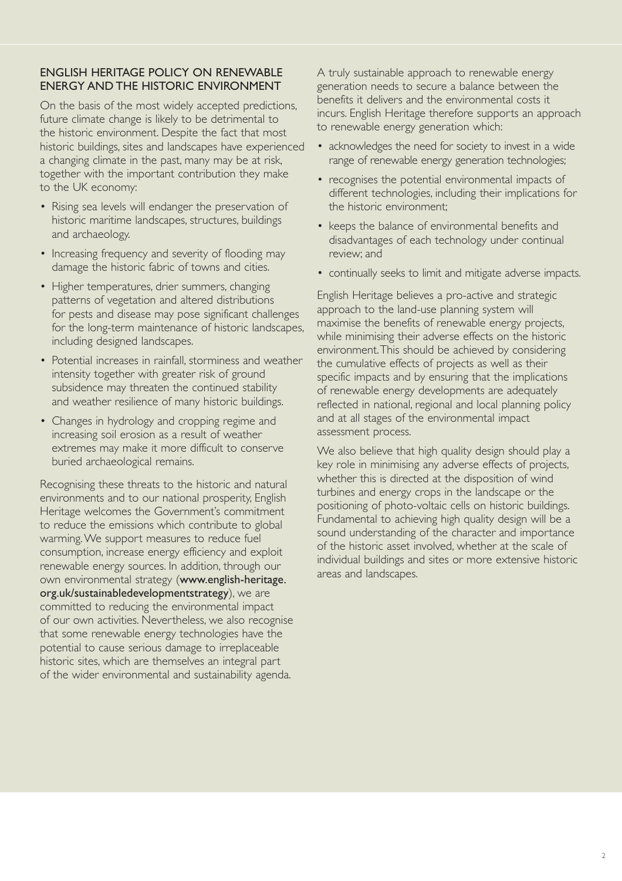## ENGLISH HERITAGE POLICY ON RENEWABLE ENERGY AND THE HISTORIC ENVIRONMENT

On the basis of the most widely accepted predictions, future climate change is likely to be detrimental to the historic environment. Despite the fact that most historic buildings, sites and landscapes have experienced a changing climate in the past, many may be at risk, together with the important contribution they make to the UK economy:

- Rising sea levels will endanger the preservation of historic maritime landscapes, structures, buildings and archaeology.
- Increasing frequency and severity of flooding may damage the historic fabric of towns and cities.
- Higher temperatures, drier summers, changing patterns of vegetation and altered distributions for pests and disease may pose significant challenges for the long-term maintenance of historic landscapes, including designed landscapes.
- Potential increases in rainfall, storminess and weather intensity together with greater risk of ground subsidence may threaten the continued stability and weather resilience of many historic buildings.
- Changes in hydrology and cropping regime and increasing soil erosion as a result of weather extremes may make it more difficult to conserve buried archaeological remains.

Recognising these threats to the historic and natural environments and to our national prosperity, English Heritage welcomes the Government's commitment to reduce the emissions which contribute to global warming. We support measures to reduce fuel consumption, increase energy efficiency and exploit renewable energy sources. In addition, through our own environmental strategy (**www.english-heritage.org.uk/sustainabledevelopmentstrategy**), we are committed to reducing the environmental impact of our own activities. Nevertheless, we also recognise that some renewable energy technologies have the potential to cause serious damage to irreplaceable historic sites, which are themselves an integral part of the wider environmental and sustainability agenda.

A truly sustainable approach to renewable energy generation needs to secure a balance between the benefits it delivers and the environmental costs it incurs. English Heritage therefore supports an approach to renewable energy generation which:

- acknowledges the need for society to invest in a wide range of renewable energy generation technologies;
- recognises the potential environmental impacts of different technologies, including their implications for the historic environment;
- keeps the balance of environmental benefits and disadvantages of each technology under continual review; and
- continually seeks to limit and mitigate adverse impacts.

English Heritage believes a pro-active and strategic approach to the land-use planning system will maximise the benefits of renewable energy projects, while minimising their adverse effects on the historic environment. This should be achieved by considering the cumulative effects of projects as well as their specific impacts and by ensuring that the implications of renewable energy developments are adequately reflected in national, regional and local planning policy and at all stages of the environmental impact assessment process.

We also believe that high quality design should play a key role in minimising any adverse effects of projects, whether this is directed at the disposition of wind turbines and energy crops in the landscape or the positioning of photo-voltaic cells on historic buildings. Fundamental to achieving high quality design will be a sound understanding of the character and importance of the historic asset involved, whether at the scale of individual buildings and sites or more extensive historic areas and landscapes.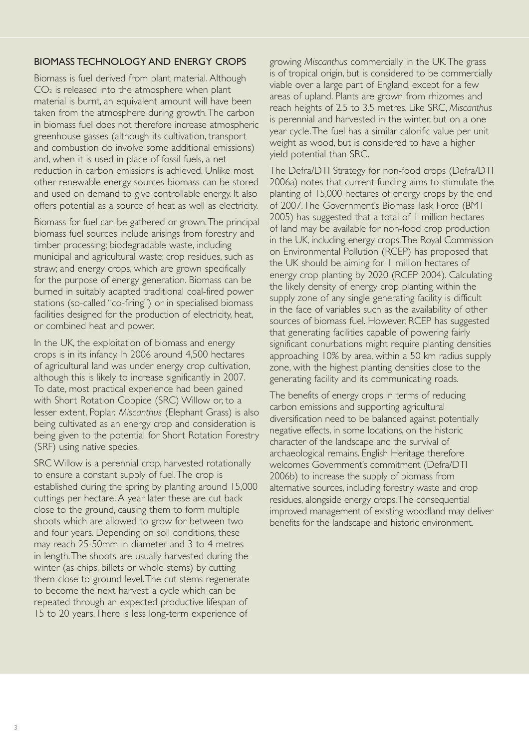## BIOMASS TECHNOLOGY AND ENERGY CROPS

Biomass is fuel derived from plant material. Although $CO_2$ is released into the atmosphere when plant material is burnt, an equivalent amount will have been taken from the atmosphere during growth. The carbon in biomass fuel does not therefore increase atmospheric greenhouse gasses (although its cultivation, transport and combustion do involve some additional emissions) and, when it is used in place of fossil fuels, a net reduction in carbon emissions is achieved. Unlike most other renewable energy sources biomass can be stored and used on demand to give controllable energy. It also offers potential as a source of heat as well as electricity.

Biomass for fuel can be gathered or grown. The principal biomass fuel sources include arisings from forestry and timber processing; biodegradable waste, including municipal and agricultural waste; crop residues, such as straw; and energy crops, which are grown specifically for the purpose of energy generation. Biomass can be burned in suitably adapted traditional coal-fired power stations (so-called "co-firing") or in specialised biomass facilities designed for the production of electricity, heat, or combined heat and power.

In the UK, the exploitation of biomass and energy crops is in its infancy. In 2006 around 4,500 hectares of agricultural land was under energy crop cultivation, although this is likely to increase significantly in 2007. To date, most practical experience had been gained with Short Rotation Coppice (SRC) Willow or, to a lesser extent, Poplar. *Miscanthus* (Elephant Grass) is also being cultivated as an energy crop and consideration is being given to the potential for Short Rotation Forestry (SRF) using native species.

SRC Willow is a perennial crop, harvested rotationally to ensure a constant supply of fuel. The crop is established during the spring by planting around 15,000 cuttings per hectare. A year later these are cut back close to the ground, causing them to form multiple shoots which are allowed to grow for between two and four years. Depending on soil conditions, these may reach 25-50mm in diameter and 3 to 4 metres in length. The shoots are usually harvested during the winter (as chips, billets or whole stems) by cutting them close to ground level. The cut stems regenerate to become the next harvest: a cycle which can be repeated through an expected productive lifespan of 15 to 20 years. There is less long-term experience of growing *Miscanthus* commercially in the UK. The grass is of tropical origin, but is considered to be commercially viable over a large part of England, except for a few areas of upland. Plants are grown from rhizomes and reach heights of 2.5 to 3.5 metres. Like SRC, *Miscanthus* is perennial and harvested in the winter, but on a one year cycle. The fuel has a similar calorific value per unit weight as wood, but is considered to have a higher yield potential than SRC.

The Defra/DTI Strategy for non-food crops (Defra/DTI 2006a) notes that current funding aims to stimulate the planting of 15,000 hectares of energy crops by the end of 2007. The Government's Biomass Task Force (BMT 2005) has suggested that a total of 1 million hectares of land may be available for non-food crop production in the UK, including energy crops. The Royal Commission on Environmental Pollution (RCEP) has proposed that the UK should be aiming for 1 million hectares of energy crop planting by 2020 (RCEP 2004). Calculating the likely density of energy crop planting within the supply zone of any single generating facility is difficult in the face of variables such as the availability of other sources of biomass fuel. However, RCEP has suggested that generating facilities capable of powering fairly significant conurbations might require planting densities approaching 10% by area, within a 50 km radius supply zone, with the highest planting densities close to the generating facility and its communicating roads.

The benefits of energy crops in terms of reducing carbon emissions and supporting agricultural diversification need to be balanced against potentially negative effects, in some locations, on the historic character of the landscape and the survival of archaeological remains. English Heritage therefore welcomes Government's commitment (Defra/DTI 2006b) to increase the supply of biomass from alternative sources, including forestry waste and crop residues, alongside energy crops. The consequential improved management of existing woodland may deliver benefits for the landscape and historic environment.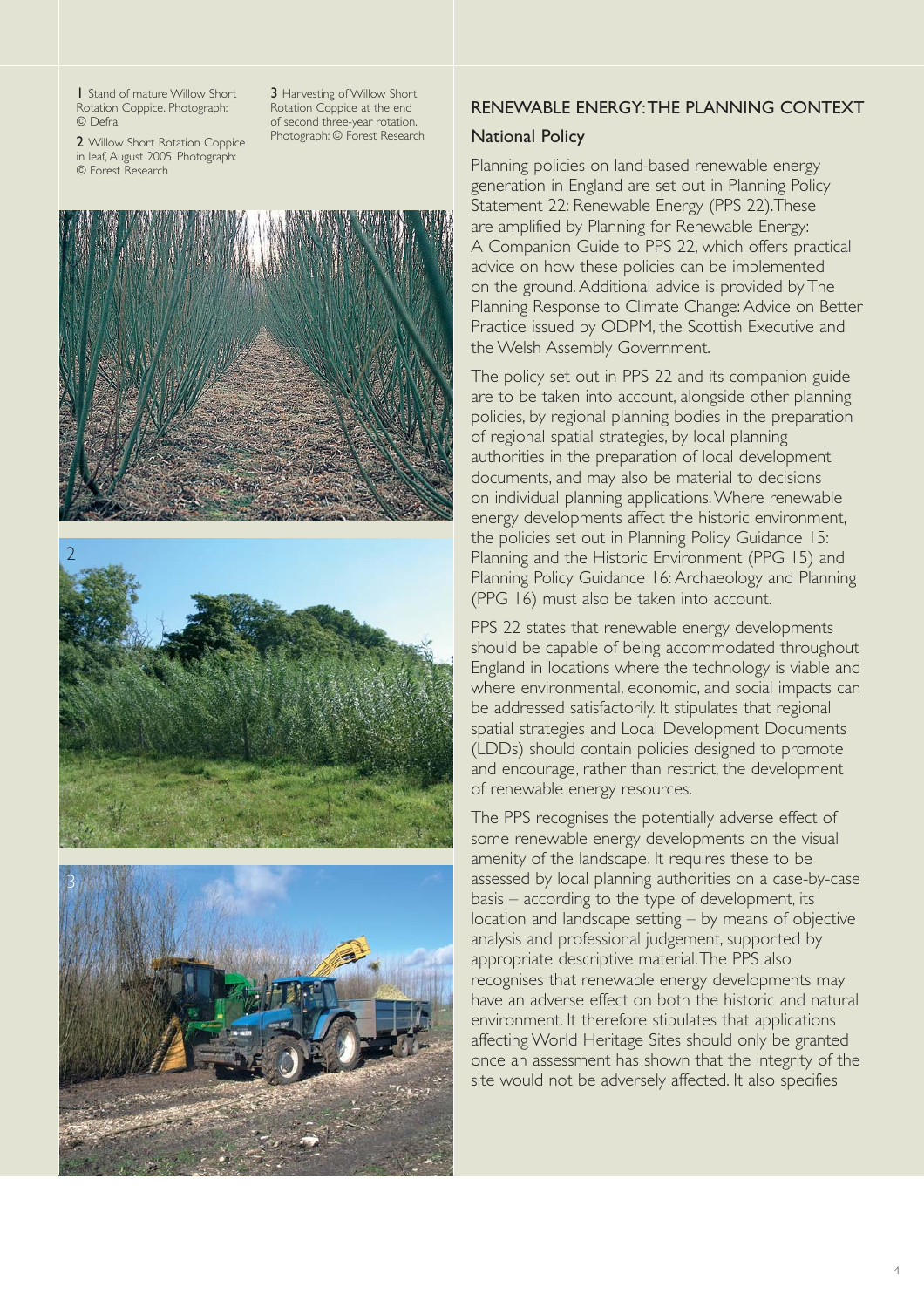1 Stand of mature Willow Short Rotation Coppice. Photograph: © Defra

2 Willow Short Rotation Coppice in leaf, August 2005. Photograph: © Forest Research

3 Harvesting of Willow Short Rotation Coppice at the end of second three-year rotation. Photograph: © Forest Research

## RENEWABLE ENERGY: THE PLANNING CONTEXT

### National Policy

Planning policies on land-based renewable energy generation in England are set out in Planning Policy Statement 22: Renewable Energy (PPS 22). These are amplified by Planning for Renewable Energy: A Companion Guide to PPS 22, which offers practical advice on how these policies can be implemented on the ground. Additional advice is provided by The Planning Response to Climate Change: Advice on Better Practice issued by ODPM, the Scottish Executive and the Welsh Assembly Government.

The policy set out in PPS 22 and its companion guide are to be taken into account, alongside other planning policies, by regional planning bodies in the preparation of regional spatial strategies, by local planning authorities in the preparation of local development documents, and may also be material to decisions on individual planning applications. Where renewable energy developments affect the historic environment, the policies set out in Planning Policy Guidance 15: Planning and the Historic Environment (PPG 15) and Planning Policy Guidance 16: Archaeology and Planning (PPG 16) must also be taken into account.

PPS 22 states that renewable energy developments should be capable of being accommodated throughout England in locations where the technology is viable and where environmental, economic, and social impacts can be addressed satisfactorily. It stipulates that regional spatial strategies and Local Development Documents (LDDs) should contain policies designed to promote and encourage, rather than restrict, the development of renewable energy resources.

The PPS recognises the potentially adverse effect of some renewable energy developments on the visual amenity of the landscape. It requires these to be assessed by local planning authorities on a case-by-case basis – according to the type of development, its location and landscape setting – by means of objective analysis and professional judgement, supported by appropriate descriptive material. The PPS also recognises that renewable energy developments may have an adverse effect on both the historic and natural environment. It therefore stipulates that applications affecting World Heritage Sites should only be granted once an assessment has shown that the integrity of the site would not be adversely affected. It also specifies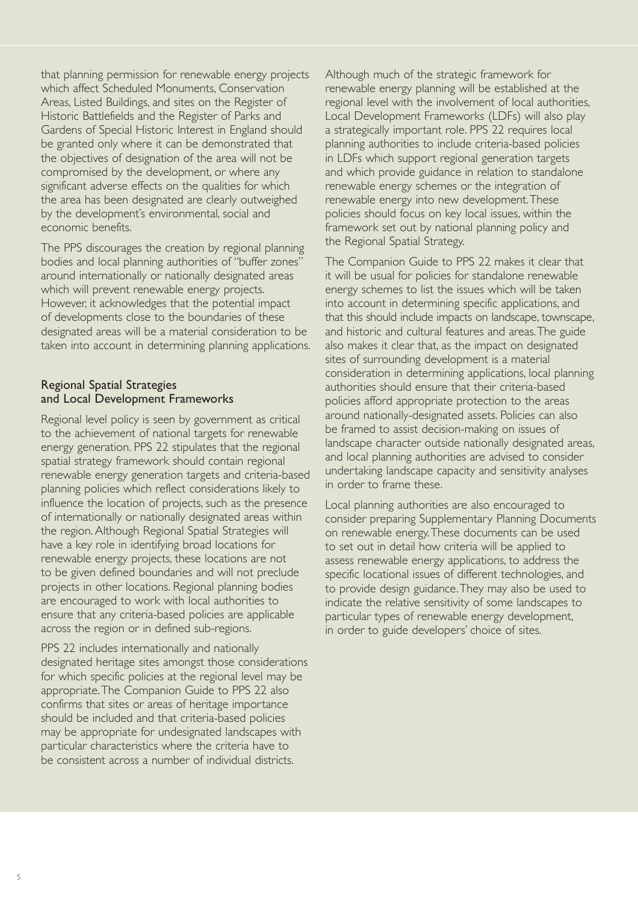that planning permission for renewable energy projects which affect Scheduled Monuments, Conservation Areas, Listed Buildings, and sites on the Register of Historic Battlefields and the Register of Parks and Gardens of Special Historic Interest in England should be granted only where it can be demonstrated that the objectives of designation of the area will not be compromised by the development, or where any significant adverse effects on the qualities for which the area has been designated are clearly outweighed by the development's environmental, social and economic benefits.

The PPS discourages the creation by regional planning bodies and local planning authorities of "buffer zones" around internationally or nationally designated areas which will prevent renewable energy projects. However, it acknowledges that the potential impact of developments close to the boundaries of these designated areas will be a material consideration to be taken into account in determining planning applications.

## Regional Spatial Strategies and Local Development Frameworks

Regional level policy is seen by government as critical to the achievement of national targets for renewable energy generation. PPS 22 stipulates that the regional spatial strategy framework should contain regional renewable energy generation targets and criteria-based planning policies which reflect considerations likely to influence the location of projects, such as the presence of internationally or nationally designated areas within the region. Although Regional Spatial Strategies will have a key role in identifying broad locations for renewable energy projects, these locations are not to be given defined boundaries and will not preclude projects in other locations. Regional planning bodies are encouraged to work with local authorities to ensure that any criteria-based policies are applicable across the region or in defined sub-regions.

PPS 22 includes internationally and nationally designated heritage sites amongst those considerations for which specific policies at the regional level may be appropriate. The Companion Guide to PPS 22 also confirms that sites or areas of heritage importance should be included and that criteria-based policies may be appropriate for undesignated landscapes with particular characteristics where the criteria have to be consistent across a number of individual districts.

Although much of the strategic framework for renewable energy planning will be established at the regional level with the involvement of local authorities, Local Development Frameworks (LDFs) will also play a strategically important role. PPS 22 requires local planning authorities to include criteria-based policies in LDFs which support regional generation targets and which provide guidance in relation to standalone renewable energy schemes or the integration of renewable energy into new development. These policies should focus on key local issues, within the framework set out by national planning policy and the Regional Spatial Strategy.

The Companion Guide to PPS 22 makes it clear that it will be usual for policies for standalone renewable energy schemes to list the issues which will be taken into account in determining specific applications, and that this should include impacts on landscape, townscape, and historic and cultural features and areas. The guide also makes it clear that, as the impact on designated sites of surrounding development is a material consideration in determining applications, local planning authorities should ensure that their criteria-based policies afford appropriate protection to the areas around nationally-designated assets. Policies can also be framed to assist decision-making on issues of landscape character outside nationally designated areas, and local planning authorities are advised to consider undertaking landscape capacity and sensitivity analyses in order to frame these.

Local planning authorities are also encouraged to consider preparing Supplementary Planning Documents on renewable energy. These documents can be used to set out in detail how criteria will be applied to assess renewable energy applications, to address the specific locational issues of different technologies, and to provide design guidance. They may also be used to indicate the relative sensitivity of some landscapes to particular types of renewable energy development, in order to guide developers' choice of sites.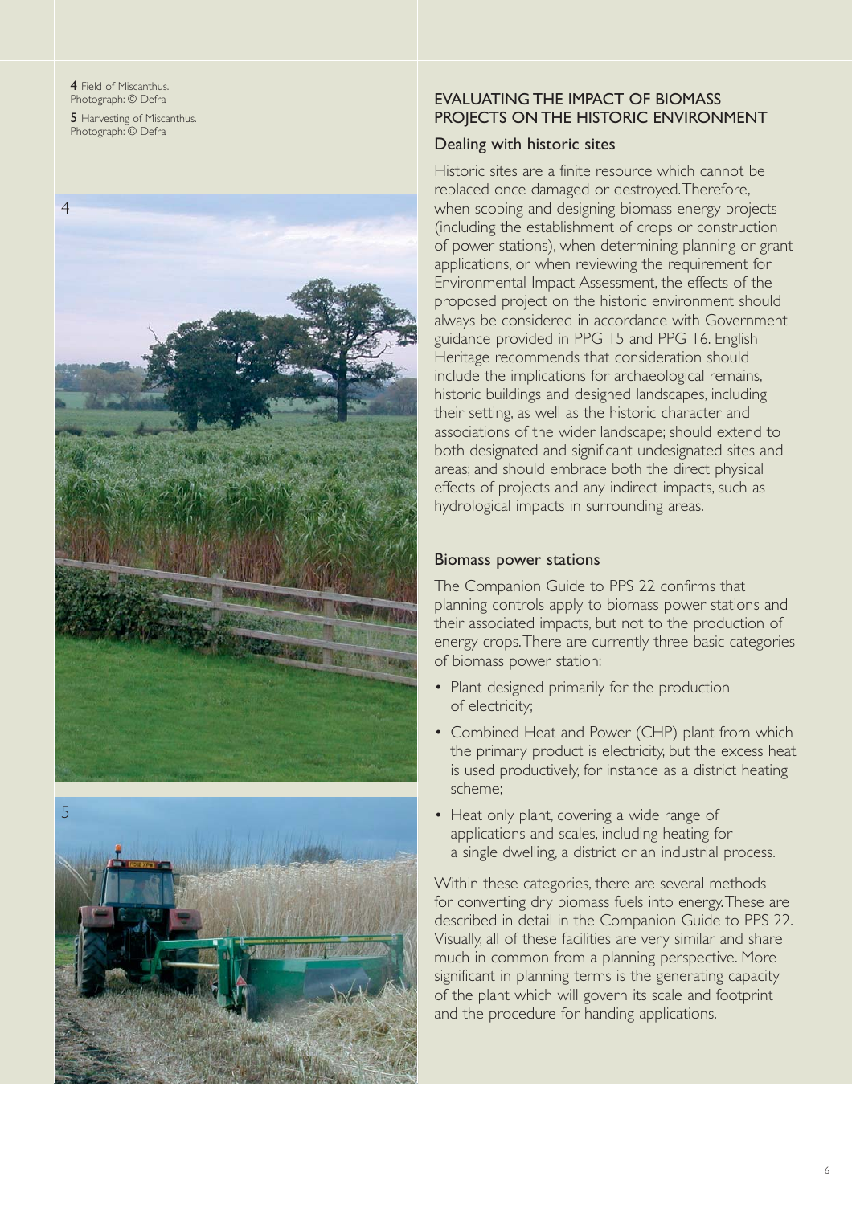4 Field of Miscanthus. Photograph: © Defra

5 Harvesting of Miscanthus. Photograph: © Defra

## EVALUATING THE IMPACT OF BIOMASS PROJECTS ON THE HISTORIC ENVIRONMENT

### Dealing with historic sites

Historic sites are a finite resource which cannot be replaced once damaged or destroyed. Therefore, when scoping and designing biomass energy projects (including the establishment of crops or construction of power stations), when determining planning or grant applications, or when reviewing the requirement for Environmental Impact Assessment, the effects of the proposed project on the historic environment should always be considered in accordance with Government guidance provided in PPG 15 and PPG 16. English Heritage recommends that consideration should include the implications for archaeological remains, historic buildings and designed landscapes, including their setting, as well as the historic character and associations of the wider landscape; should extend to both designated and significant undesignated sites and areas; and should embrace both the direct physical effects of projects and any indirect impacts, such as hydrological impacts in surrounding areas.

### Biomass power stations

The Companion Guide to PPS 22 confirms that planning controls apply to biomass power stations and their associated impacts, but not to the production of energy crops. There are currently three basic categories of biomass power station:

- Plant designed primarily for the production of electricity;
- Combined Heat and Power (CHP) plant from which the primary product is electricity, but the excess heat is used productively, for instance as a district heating scheme;
- Heat only plant, covering a wide range of applications and scales, including heating for a single dwelling, a district or an industrial process.

Within these categories, there are several methods for converting dry biomass fuels into energy. These are described in detail in the Companion Guide to PPS 22. Visually, all of these facilities are very similar and share much in common from a planning perspective. More significant in planning terms is the generating capacity of the plant which will govern its scale and footprint and the procedure for handing applications.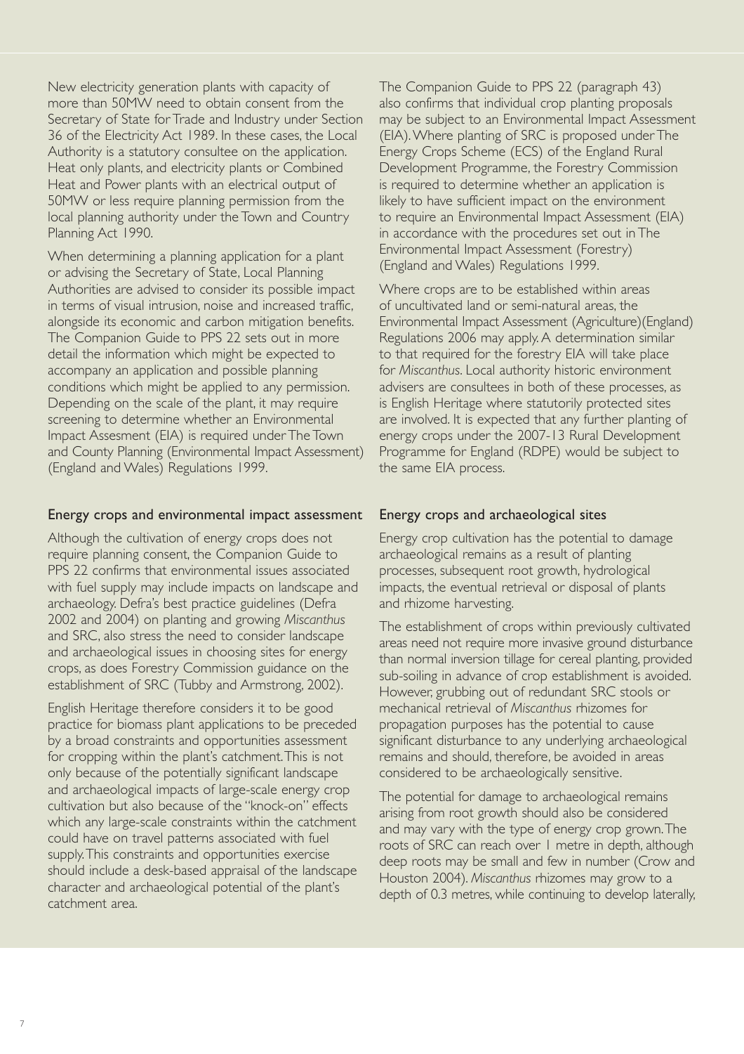New electricity generation plants with capacity of more than 50MW need to obtain consent from the Secretary of State for Trade and Industry under Section 36 of the Electricity Act 1989. In these cases, the Local Authority is a statutory consultee on the application. Heat only plants, and electricity plants or Combined Heat and Power plants with an electrical output of 50MW or less require planning permission from the local planning authority under the Town and Country Planning Act 1990.

When determining a planning application for a plant or advising the Secretary of State, Local Planning Authorities are advised to consider its possible impact in terms of visual intrusion, noise and increased traffic, alongside its economic and carbon mitigation benefits. The Companion Guide to PPS 22 sets out in more detail the information which might be expected to accompany an application and possible planning conditions which might be applied to any permission. Depending on the scale of the plant, it may require screening to determine whether an Environmental Impact Assesment (EIA) is required under The Town and County Planning (Environmental Impact Assessment) (England and Wales) Regulations 1999.

## Energy crops and environmental impact assessment

Although the cultivation of energy crops does not require planning consent, the Companion Guide to PPS 22 confirms that environmental issues associated with fuel supply may include impacts on landscape and archaeology. Defra's best practice guidelines (Defra 2002 and 2004) on planting and growing *Miscanthus* and SRC, also stress the need to consider landscape and archaeological issues in choosing sites for energy crops, as does Forestry Commission guidance on the establishment of SRC (Tubby and Armstrong, 2002).

English Heritage therefore considers it to be good practice for biomass plant applications to be preceded by a broad constraints and opportunities assessment for cropping within the plant's catchment. This is not only because of the potentially significant landscape and archaeological impacts of large-scale energy crop cultivation but also because of the "knock-on" effects which any large-scale constraints within the catchment could have on travel patterns associated with fuel supply. This constraints and opportunities exercise should include a desk-based appraisal of the landscape character and archaeological potential of the plant's catchment area.

The Companion Guide to PPS 22 (paragraph 43) also confirms that individual crop planting proposals may be subject to an Environmental Impact Assessment (EIA). Where planting of SRC is proposed under The Energy Crops Scheme (ECS) of the England Rural Development Programme, the Forestry Commission is required to determine whether an application is likely to have sufficient impact on the environment to require an Environmental Impact Assessment (EIA) in accordance with the procedures set out in The Environmental Impact Assessment (Forestry) (England and Wales) Regulations 1999.

Where crops are to be established within areas of uncultivated land or semi-natural areas, the Environmental Impact Assessment (Agriculture)(England) Regulations 2006 may apply. A determination similar to that required for the forestry EIA will take place for *Miscanthus*. Local authority historic environment advisers are consultees in both of these processes, as is English Heritage where statutorily protected sites are involved. It is expected that any further planting of energy crops under the 2007-13 Rural Development Programme for England (RDPE) would be subject to the same EIA process.

## Energy crops and archaeological sites

Energy crop cultivation has the potential to damage archaeological remains as a result of planting processes, subsequent root growth, hydrological impacts, the eventual retrieval or disposal of plants and rhizome harvesting.

The establishment of crops within previously cultivated areas need not require more invasive ground disturbance than normal inversion tillage for cereal planting, provided sub-soiling in advance of crop establishment is avoided. However, grubbing out of redundant SRC stools or mechanical retrieval of *Miscanthus* rhizomes for propagation purposes has the potential to cause significant disturbance to any underlying archaeological remains and should, therefore, be avoided in areas considered to be archaeologically sensitive.

The potential for damage to archaeological remains arising from root growth should also be considered and may vary with the type of energy crop grown. The roots of SRC can reach over 1 metre in depth, although deep roots may be small and few in number (Crow and Houston 2004). *Miscanthus* rhizomes may grow to a depth of 0.3 metres, while continuing to develop laterally,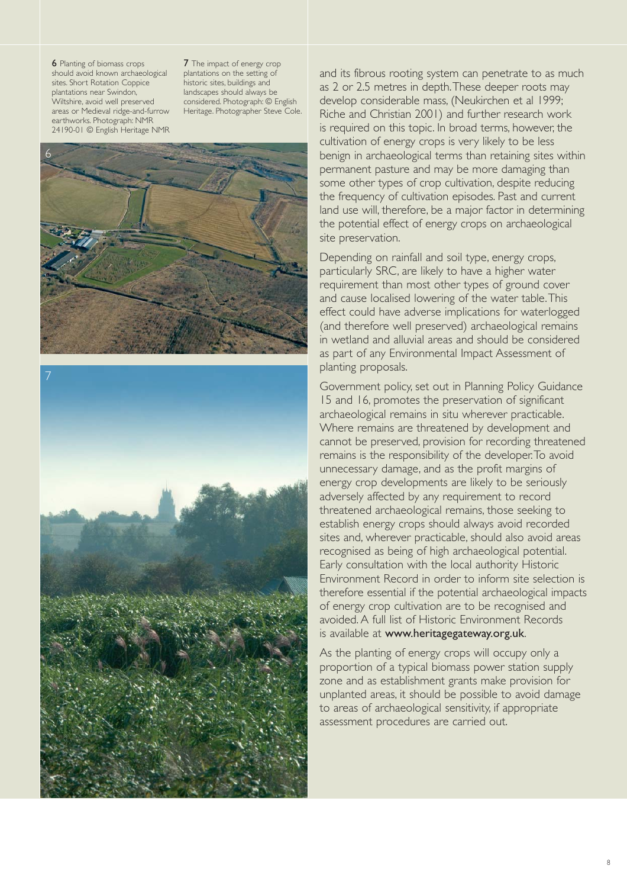**6** Planting of biomass crops should avoid known archaeological sites. Short Rotation Coppice plantations near Swindon, Wiltshire, avoid well preserved areas or Medieval ridge-and-furrow earthworks. Photograph: NMR 24190-01 © English Heritage NMR

**7** The impact of energy crop plantations on the setting of historic sites, buildings and landscapes should always be considered. Photograph: © English Heritage. Photographer Steve Cole.

and its fibrous rooting system can penetrate to as much as 2 or 2.5 metres in depth. These deeper roots may develop considerable mass, (Neukirchen et al 1999; Riche and Christian 2001) and further research work is required on this topic. In broad terms, however, the cultivation of energy crops is very likely to be less benign in archaeological terms than retaining sites within permanent pasture and may be more damaging than some other types of crop cultivation, despite reducing the frequency of cultivation episodes. Past and current land use will, therefore, be a major factor in determining the potential effect of energy crops on archaeological site preservation.

Depending on rainfall and soil type, energy crops, particularly SRC, are likely to have a higher water requirement than most other types of ground cover and cause localised lowering of the water table. This effect could have adverse implications for waterlogged (and therefore well preserved) archaeological remains in wetland and alluvial areas and should be considered as part of any Environmental Impact Assessment of planting proposals.

Government policy, set out in Planning Policy Guidance 15 and 16, promotes the preservation of significant archaeological remains in situ wherever practicable. Where remains are threatened by development and cannot be preserved, provision for recording threatened remains is the responsibility of the developer. To avoid unnecessary damage, and as the profit margins of energy crop developments are likely to be seriously adversely affected by any requirement to record threatened archaeological remains, those seeking to establish energy crops should always avoid recorded sites and, wherever practicable, should also avoid areas recognised as being of high archaeological potential. Early consultation with the local authority Historic Environment Record in order to inform site selection is therefore essential if the potential archaeological impacts of energy crop cultivation are to be recognised and avoided. A full list of Historic Environment Records is available at **www.heritagegateway.org.uk**.

As the planting of energy crops will occupy only a proportion of a typical biomass power station supply zone and as establishment grants make provision for unplanted areas, it should be possible to avoid damage to areas of archaeological sensitivity, if appropriate assessment procedures are carried out.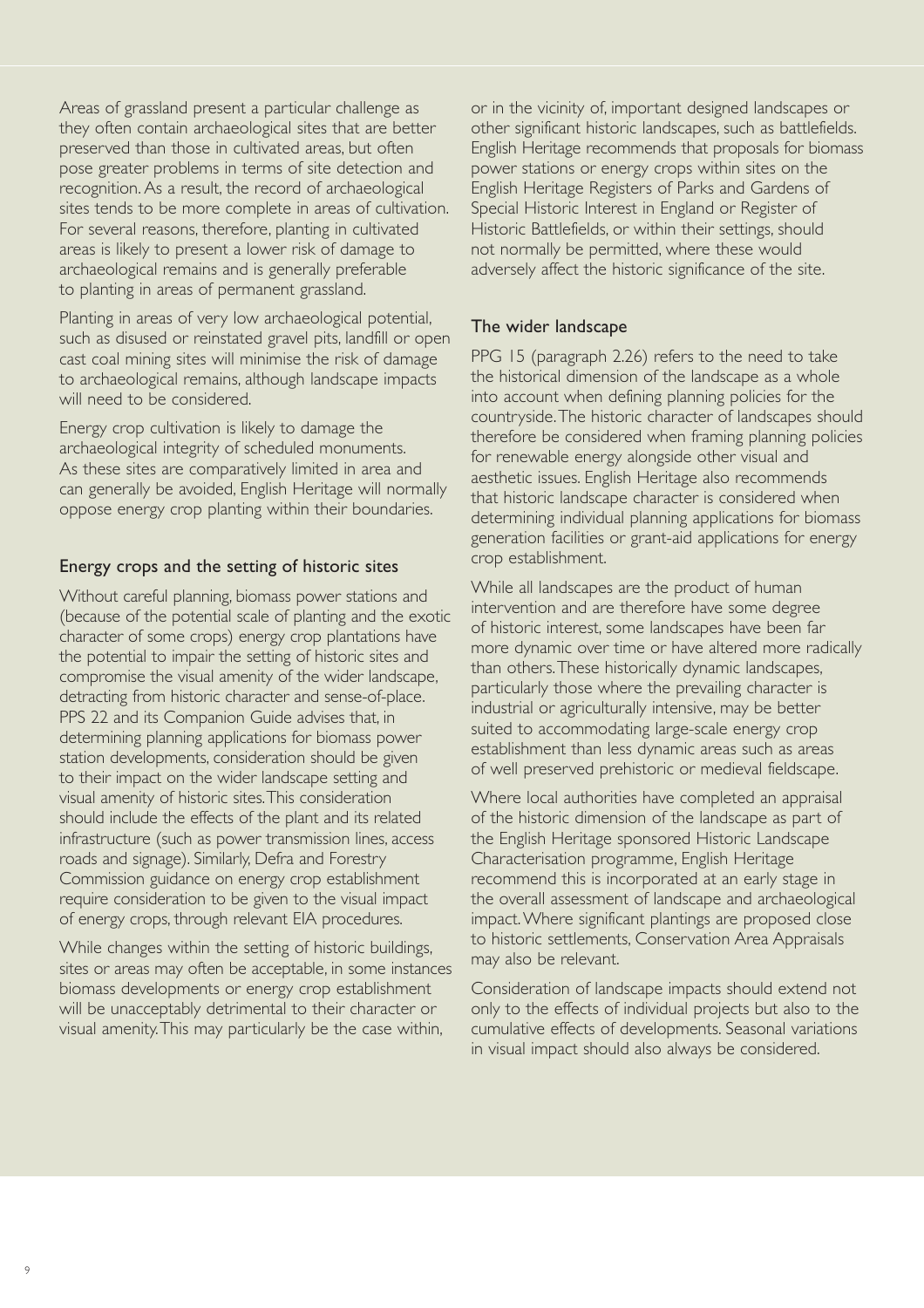Areas of grassland present a particular challenge as they often contain archaeological sites that are better preserved than those in cultivated areas, but often pose greater problems in terms of site detection and recognition. As a result, the record of archaeological sites tends to be more complete in areas of cultivation. For several reasons, therefore, planting in cultivated areas is likely to present a lower risk of damage to archaeological remains and is generally preferable to planting in areas of permanent grassland.

Planting in areas of very low archaeological potential, such as disused or reinstated gravel pits, landfill or open cast coal mining sites will minimise the risk of damage to archaeological remains, although landscape impacts will need to be considered.

Energy crop cultivation is likely to damage the archaeological integrity of scheduled monuments. As these sites are comparatively limited in area and can generally be avoided, English Heritage will normally oppose energy crop planting within their boundaries.

## Energy crops and the setting of historic sites

Without careful planning, biomass power stations and (because of the potential scale of planting and the exotic character of some crops) energy crop plantations have the potential to impair the setting of historic sites and compromise the visual amenity of the wider landscape, detracting from historic character and sense-of-place. PPS 22 and its Companion Guide advises that, in determining planning applications for biomass power station developments, consideration should be given to their impact on the wider landscape setting and visual amenity of historic sites. This consideration should include the effects of the plant and its related infrastructure (such as power transmission lines, access roads and signage). Similarly, Defra and Forestry Commission guidance on energy crop establishment require consideration to be given to the visual impact of energy crops, through relevant EIA procedures.

While changes within the setting of historic buildings, sites or areas may often be acceptable, in some instances biomass developments or energy crop establishment will be unacceptably detrimental to their character or visual amenity. This may particularly be the case within, or in the vicinity of, important designed landscapes or other significant historic landscapes, such as battlefields. English Heritage recommends that proposals for biomass power stations or energy crops within sites on the English Heritage Registers of Parks and Gardens of Special Historic Interest in England or Register of Historic Battlefields, or within their settings, should not normally be permitted, where these would adversely affect the historic significance of the site.

## The wider landscape

PPG 15 (paragraph 2.26) refers to the need to take the historical dimension of the landscape as a whole into account when defining planning policies for the countryside. The historic character of landscapes should therefore be considered when framing planning policies for renewable energy alongside other visual and aesthetic issues. English Heritage also recommends that historic landscape character is considered when determining individual planning applications for biomass generation facilities or grant-aid applications for energy crop establishment.

While all landscapes are the product of human intervention and are therefore have some degree of historic interest, some landscapes have been far more dynamic over time or have altered more radically than others. These historically dynamic landscapes, particularly those where the prevailing character is industrial or agriculturally intensive, may be better suited to accommodating large-scale energy crop establishment than less dynamic areas such as areas of well preserved prehistoric or medieval fieldscape.

Where local authorities have completed an appraisal of the historic dimension of the landscape as part of the English Heritage sponsored Historic Landscape Characterisation programme, English Heritage recommend this is incorporated at an early stage in the overall assessment of landscape and archaeological impact. Where significant plantings are proposed close to historic settlements, Conservation Area Appraisals may also be relevant.

Consideration of landscape impacts should extend not only to the effects of individual projects but also to the cumulative effects of developments. Seasonal variations in visual impact should also always be considered.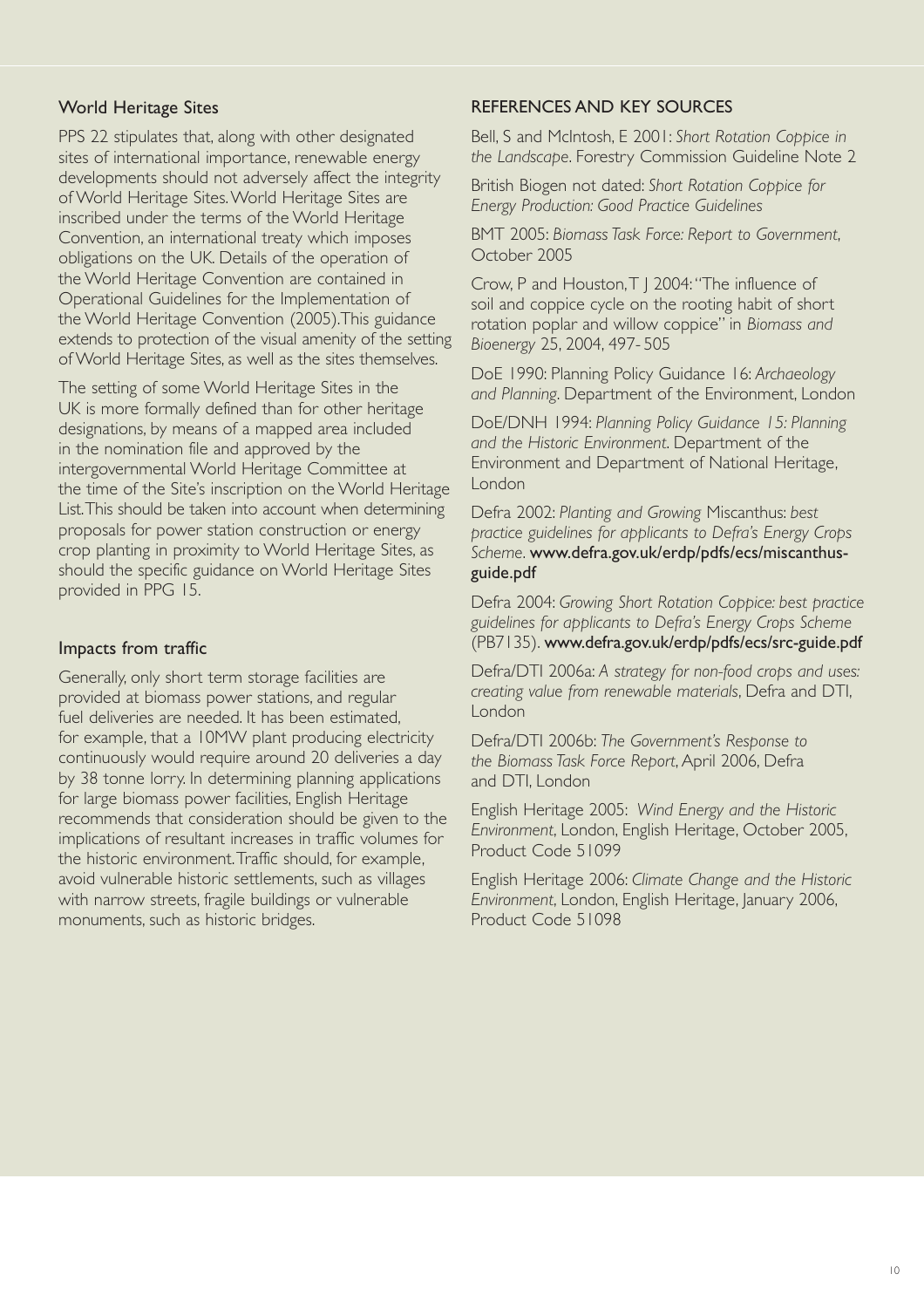## World Heritage Sites

PPS 22 stipulates that, along with other designated sites of international importance, renewable energy developments should not adversely affect the integrity of World Heritage Sites. World Heritage Sites are inscribed under the terms of the World Heritage Convention, an international treaty which imposes obligations on the UK. Details of the operation of the World Heritage Convention are contained in Operational Guidelines for the Implementation of the World Heritage Convention (2005). This guidance extends to protection of the visual amenity of the setting of World Heritage Sites, as well as the sites themselves.

The setting of some World Heritage Sites in the UK is more formally defined than for other heritage designations, by means of a mapped area included in the nomination file and approved by the intergovernmental World Heritage Committee at the time of the Site's inscription on the World Heritage List. This should be taken into account when determining proposals for power station construction or energy crop planting in proximity to World Heritage Sites, as should the specific guidance on World Heritage Sites provided in PPG 15.

## Impacts from traffic

Generally, only short term storage facilities are provided at biomass power stations, and regular fuel deliveries are needed. It has been estimated, for example, that a 10MW plant producing electricity continuously would require around 20 deliveries a day by 38 tonne lorry. In determining planning applications for large biomass power facilities, English Heritage recommends that consideration should be given to the implications of resultant increases in traffic volumes for the historic environment. Traffic should, for example, avoid vulnerable historic settlements, such as villages with narrow streets, fragile buildings or vulnerable monuments, such as historic bridges.

## REFERENCES AND KEY SOURCES

Bell, S and McIntosh, E 2001: *Short Rotation Coppice in the Landscape*. Forestry Commission Guideline Note 2

British Biogen not dated: *Short Rotation Coppice for Energy Production: Good Practice Guidelines*

BMT 2005: *Biomass Task Force: Report to Government*, October 2005

Crow, P and Houston, T J 2004: "The influence of soil and coppice cycle on the rooting habit of short rotation poplar and willow coppice" in *Biomass and Bioenergy* 25, 2004, 497- 505

DoE 1990: Planning Policy Guidance 16: *Archaeology and Planning*. Department of the Environment, London

DoE/DNH 1994: *Planning Policy Guidance 15: Planning and the Historic Environment*. Department of the Environment and Department of National Heritage, London

Defra 2002: *Planting and Growing* Miscanthus: *best practice guidelines for applicants to Defra's Energy Crops Scheme*. www.defra.gov.uk/erdp/pdfs/ecs/miscanthus-guide.pdf

Defra 2004: *Growing Short Rotation Coppice: best practice guidelines for applicants to Defra's Energy Crops Scheme* (PB7135). www.defra.gov.uk/erdp/pdfs/ecs/src-guide.pdf

Defra/DTI 2006a: *A strategy for non-food crops and uses: creating value from renewable materials*, Defra and DTI, London

Defra/DTI 2006b: *The Government's Response to the Biomass Task Force Report*, April 2006, Defra and DTI, London

English Heritage 2005: *Wind Energy and the Historic Environment*, London, English Heritage, October 2005, Product Code 51099

English Heritage 2006: *Climate Change and the Historic Environment*, London, English Heritage, January 2006, Product Code 51098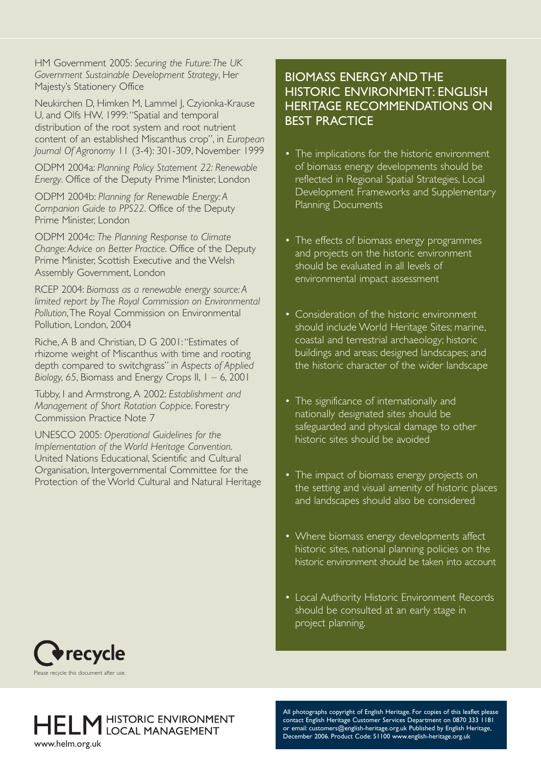HM Government 2005: *Securing the Future: The UK Government Sustainable Development Strategy*, Her Majesty's Stationery Office

Neukirchen D, Himken M, Lammel J, Czyionka-Krause U, and Olfs HW, 1999: "Spatial and temporal distribution of the root system and root nutrient content of an established Miscanthus crop", in *European Journal Of Agronomy* 11 (3-4): 301-309, November 1999

ODPM 2004a: *Planning Policy Statement 22: Renewable Energy*. Office of the Deputy Prime Minister, London

ODPM 2004b: *Planning for Renewable Energy: A Companion Guide to PPS22*. Office of the Deputy Prime Minister, London

ODPM 2004c: *The Planning Response to Climate Change: Advice on Better Practice*. Office of the Deputy Prime Minister, Scottish Executive and the Welsh Assembly Government, London

RCEP 2004: *Biomass as a renewable energy source: A limited report by The Royal Commission on Environmental Pollution*, The Royal Commission on Environmental Pollution, London, 2004

Riche, A B and Christian, D G 2001: "Estimates of rhizome weight of Miscanthus with time and rooting depth compared to switchgrass" in *Aspects of Applied Biology, 65*, Biomass and Energy Crops II, 1 – 6, 2001

Tubby, I and Armstrong, A 2002: *Establishment and Management of Short Rotation Coppice*. Forestry Commission Practice Note 7

UNESCO 2005: *Operational Guidelines for the Implementation of the World Heritage Convention*. United Nations Educational, Scientific and Cultural Organisation, Intergovernmental Committee for the Protection of the World Cultural and Natural Heritage

## BIOMASS ENERGY AND THE HISTORIC ENVIRONMENT: ENGLISH HERITAGE RECOMMENDATIONS ON BEST PRACTICE

- The implications for the historic environment of biomass energy developments should be reflected in Regional Spatial Strategies, Local Development Frameworks and Supplementary Planning Documents
- The effects of biomass energy programmes and projects on the historic environment should be evaluated in all levels of environmental impact assessment
- Consideration of the historic environment should include World Heritage Sites; marine, coastal and terrestrial archaeology; historic buildings and areas; designed landscapes; and the historic character of the wider landscape
- The significance of internationally and nationally designated sites should be safeguarded and physical damage to other historic sites should be avoided
- The impact of biomass energy projects on the setting and visual amenity of historic places and landscapes should also be considered
- Where biomass energy developments affect historic sites, national planning policies on the historic environment should be taken into account
- Local Authority Historic Environment Records should be consulted at an early stage in project planning.

recycle

Please recycle this document after use.

HELM HISTORIC ENVIRONMENT LOCAL MANAGEMENT

www.helm.org.uk

All photographs copyright of English Heritage. For copies of this leaflet please contact English Heritage Customer Services Department on 0870 333 1181 or email: customers@english-heritage.org.uk Published by English Heritage, December 2006. Product Code: 51100 www.english-heritage.org.uk